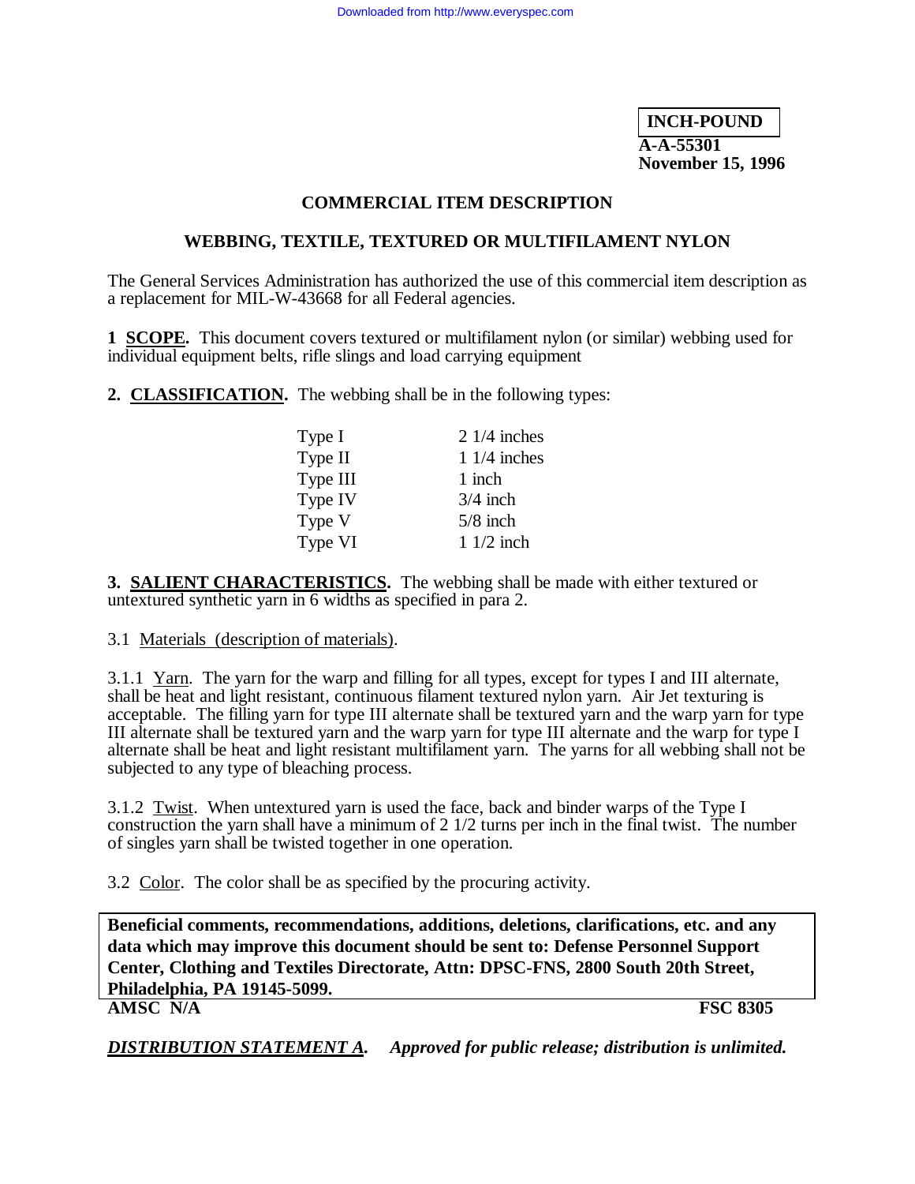INCH-POUND

**A-A-55301**
**November 15, 1996**

## COMMERCIAL ITEM DESCRIPTION

## WEBBING, TEXTILE, TEXTURED OR MULTIFILAMENT NYLON

The General Services Administration has authorized the use of this commercial item description as a replacement for MIL-W-43668 for all Federal agencies.

**1 SCOPE.** This document covers textured or multifilament nylon (or similar) webbing used for individual equipment belts, rifle slings and load carrying equipment

**2. CLASSIFICATION.** The webbing shall be in the following types:

| | |
|---|---|
| Type I | 2 1/4 inches |
| Type II | 1 1/4 inches |
| Type III | 1 inch |
| Type IV | 3/4 inch |
| Type V | 5/8 inch |
| Type VI | 1 1/2 inch |

**3. SALIENT CHARACTERISTICS.** The webbing shall be made with either textured or untextured synthetic yarn in 6 widths as specified in para 2.

3.1 Materials (description of materials).

3.1.1 Yarn. The yarn for the warp and filling for all types, except for types I and III alternate, shall be heat and light resistant, continuous filament textured nylon yarn. Air Jet texturing is acceptable. The filling yarn for type III alternate shall be textured yarn and the warp yarn for type III alternate shall be textured yarn and the warp yarn for type III alternate and the warp for type I alternate shall be heat and light resistant multifilament yarn. The yarns for all webbing shall not be subjected to any type of bleaching process.

3.1.2 Twist. When untextured yarn is used the face, back and binder warps of the Type I construction the yarn shall have a minimum of 2 1/2 turns per inch in the final twist. The number of singles yarn shall be twisted together in one operation.

3.2 Color. The color shall be as specified by the procuring activity.

**Beneficial comments, recommendations, additions, deletions, clarifications, etc. and any data which may improve this document should be sent to: Defense Personnel Support Center, Clothing and Textiles Directorate, Attn: DPSC-FNS, 2800 South 20th Street, Philadelphia, PA 19145-5099.**

**AMSC N/A** **FSC 8305**

***DISTRIBUTION STATEMENT A. Approved for public release; distribution is unlimited.***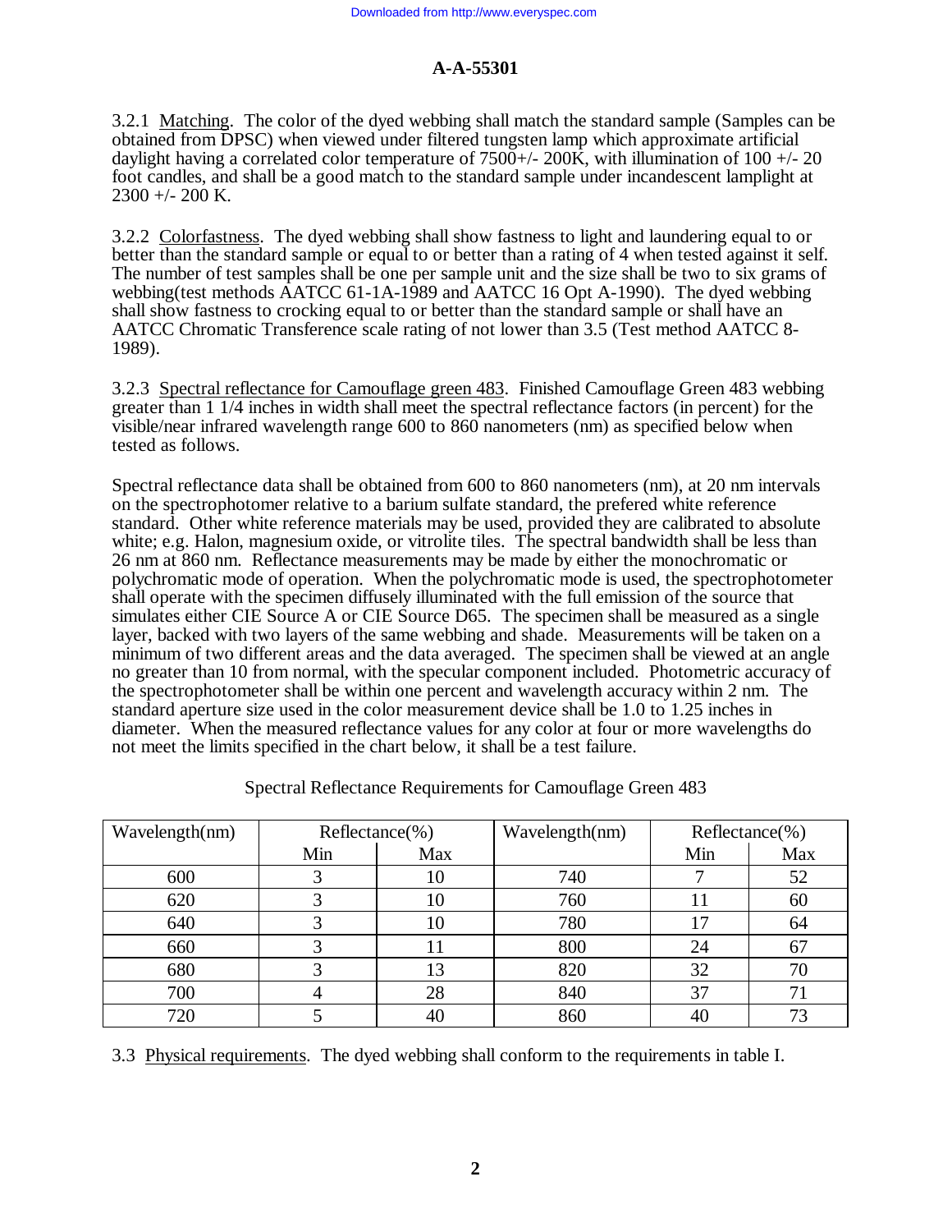3.2.1 Matching. The color of the dyed webbing shall match the standard sample (Samples can be obtained from DPSC) when viewed under filtered tungsten lamp which approximate artificial daylight having a correlated color temperature of 7500+/- 200K, with illumination of 100 +/- 20 foot candles, and shall be a good match to the standard sample under incandescent lamplight at 2300 +/- 200 K.

3.2.2 Colorfastness. The dyed webbing shall show fastness to light and laundering equal to or better than the standard sample or equal to or better than a rating of 4 when tested against it self. The number of test samples shall be one per sample unit and the size shall be two to six grams of webbing(test methods AATCC 61-1A-1989 and AATCC 16 Opt A-1990). The dyed webbing shall show fastness to crocking equal to or better than the standard sample or shall have an AATCC Chromatic Transference scale rating of not lower than 3.5 (Test method AATCC 8-1989).

3.2.3 Spectral reflectance for Camouflage green 483. Finished Camouflage Green 483 webbing greater than 1 1/4 inches in width shall meet the spectral reflectance factors (in percent) for the visible/near infrared wavelength range 600 to 860 nanometers (nm) as specified below when tested as follows.

Spectral reflectance data shall be obtained from 600 to 860 nanometers (nm), at 20 nm intervals on the spectrophotomer relative to a barium sulfate standard, the prefered white reference standard. Other white reference materials may be used, provided they are calibrated to absolute white; e.g. Halon, magnesium oxide, or vitrolite tiles. The spectral bandwidth shall be less than 26 nm at 860 nm. Reflectance measurements may be made by either the monochromatic or polychromatic mode of operation. When the polychromatic mode is used, the spectrophotometer shall operate with the specimen diffusely illuminated with the full emission of the source that simulates either CIE Source A or CIE Source D65. The specimen shall be measured as a single layer, backed with two layers of the same webbing and shade. Measurements will be taken on a minimum of two different areas and the data averaged. The specimen shall be viewed at an angle no greater than 10 from normal, with the specular component included. Photometric accuracy of the spectrophotometer shall be within one percent and wavelength accuracy within 2 nm. The standard aperture size used in the color measurement device shall be 1.0 to 1.25 inches in diameter. When the measured reflectance values for any color at four or more wavelengths do not meet the limits specified in the chart below, it shall be a test failure.

Spectral Reflectance Requirements for Camouflage Green 483

| Wavelength(nm) | Reflectance(%) | | Wavelength(nm) | Reflectance(%) | |
|---|---|---|---|---|---|
| | Min | Max | | Min | Max |
| 600 | 3 | 10 | 740 | 7 | 52 |
| 620 | 3 | 10 | 760 | 11 | 60 |
| 640 | 3 | 10 | 780 | 17 | 64 |
| 660 | 3 | 11 | 800 | 24 | 67 |
| 680 | 3 | 13 | 820 | 32 | 70 |
| 700 | 4 | 28 | 840 | 37 | 71 |
| 720 | 5 | 40 | 860 | 40 | 73 |

3.3 Physical requirements. The dyed webbing shall conform to the requirements in table I.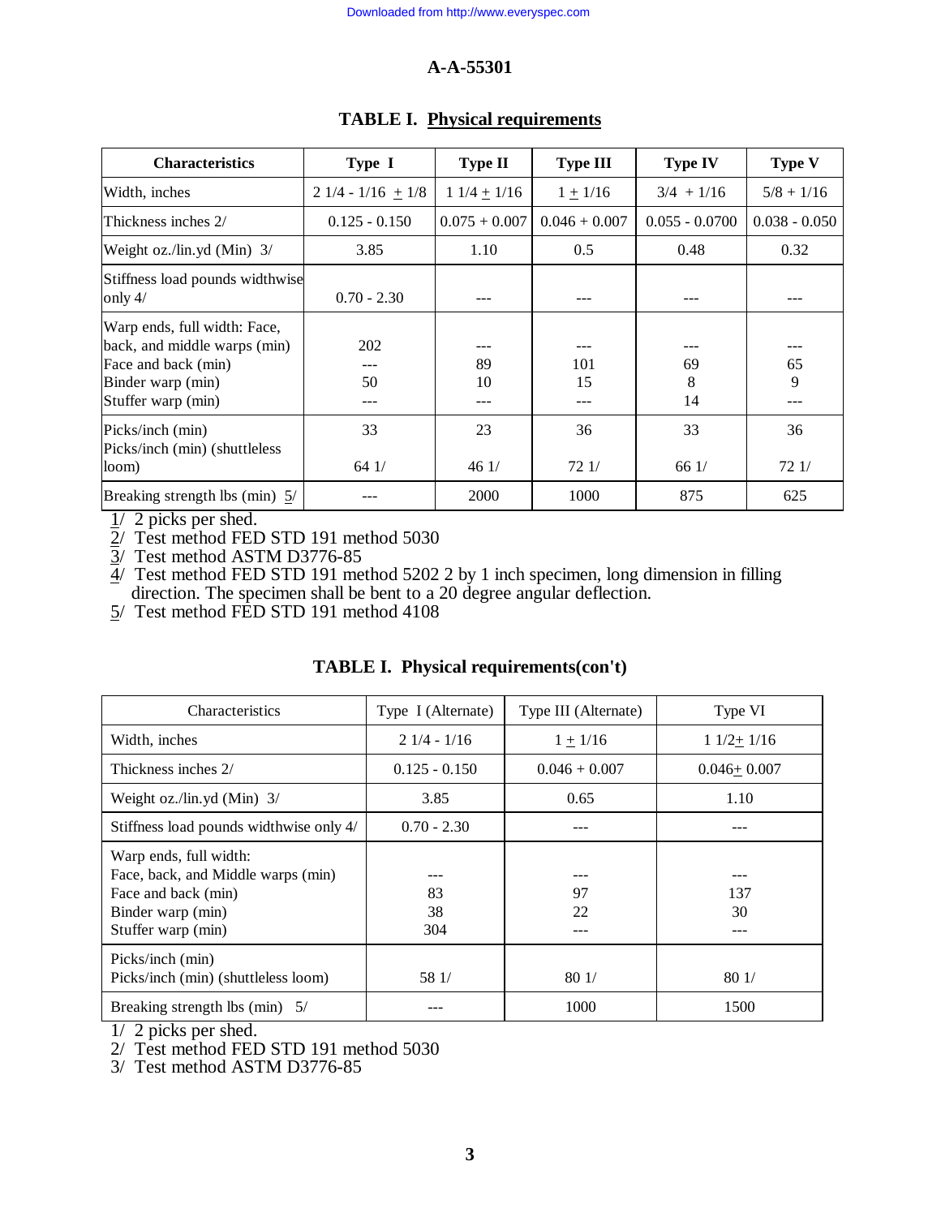## TABLE I. Physical requirements

| Characteristics | Type I | Type II | Type III | Type IV | Type V |
|---|---|---|---|---|---|
| Width, inches | 2 1/4 - 1/16 ± 1/8 | 1 1/4 ± 1/16 | 1 ± 1/16 | 3/4 + 1/16 | 5/8 + 1/16 |
| Thickness inches 2/ | 0.125 - 0.150 | 0.075 + 0.007 | 0.046 + 0.007 | 0.055 - 0.0700 | 0.038 - 0.050 |
| Weight oz./lin.yd (Min) 3/ | 3.85 | 1.10 | 0.5 | 0.48 | 0.32 |
| Stiffness load pounds widthwise only 4/ | 0.70 - 2.30 | --- | --- | --- | --- |
| Warp ends, full width: Face, back, and middle warps (min) | 202 | --- | --- | --- | --- |
| Face and back (min) | --- | 89 | 101 | 69 | 65 |
| Binder warp (min) | 50 | 10 | 15 | 8 | 9 |
| Stuffer warp (min) | --- | --- | --- | 14 | --- |
| Picks/inch (min) | 33 | 23 | 36 | 33 | 36 |
| Picks/inch (min) (shuttleless loom) | 64 1/ | 46 1/ | 72 1/ | 66 1/ | 72 1/ |
| Breaking strength lbs (min) 5/ | --- | 2000 | 1000 | 875 | 625 |

1/ 2 picks per shed.
2/ Test method FED STD 191 method 5030
3/ Test method ASTM D3776-85
4/ Test method FED STD 191 method 5202 2 by 1 inch specimen, long dimension in filling direction. The specimen shall be bent to a 20 degree angular deflection.
5/ Test method FED STD 191 method 4108

## TABLE I. Physical requirements(con't)

| Characteristics | Type I (Alternate) | Type III (Alternate) | Type VI |
|---|---|---|---|
| Width, inches | 2 1/4 - 1/16 | 1 ± 1/16 | 1 1/2± 1/16 |
| Thickness inches 2/ | 0.125 - 0.150 | 0.046 + 0.007 | 0.046± 0.007 |
| Weight oz./lin.yd (Min) 3/ | 3.85 | 0.65 | 1.10 |
| Stiffness load pounds widthwise only 4/ | 0.70 - 2.30 | --- | --- |
| Warp ends, full width: Face, back, and Middle warps (min) | --- | --- | --- |
| Face and back (min) | 83 | 97 | 137 |
| Binder warp (min) | 38 | 22 | 30 |
| Stuffer warp (min) | 304 | --- | --- |
| Picks/inch (min) | | | |
| Picks/inch (min) (shuttleless loom) | 58 1/ | 80 1/ | 80 1/ |
| Breaking strength lbs (min) 5/ | --- | 1000 | 1500 |

1/ 2 picks per shed.
2/ Test method FED STD 191 method 5030
3/ Test method ASTM D3776-85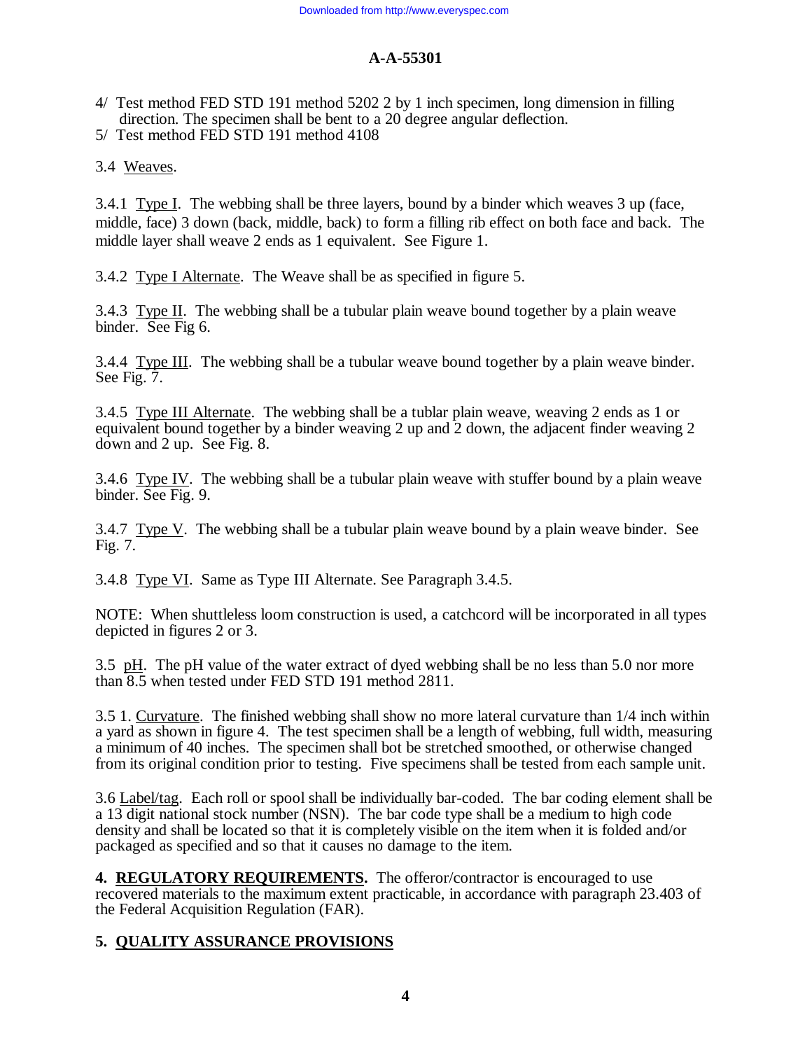4/ Test method FED STD 191 method 5202 2 by 1 inch specimen, long dimension in filling direction. The specimen shall be bent to a 20 degree angular deflection.

5/ Test method FED STD 191 method 4108

3.4 Weaves.

3.4.1 Type I. The webbing shall be three layers, bound by a binder which weaves 3 up (face, middle, face) 3 down (back, middle, back) to form a filling rib effect on both face and back. The middle layer shall weave 2 ends as 1 equivalent. See Figure 1.

3.4.2 Type I Alternate. The Weave shall be as specified in figure 5.

3.4.3 Type II. The webbing shall be a tubular plain weave bound together by a plain weave binder. See Fig 6.

3.4.4 Type III. The webbing shall be a tubular weave bound together by a plain weave binder. See Fig. 7.

3.4.5 Type III Alternate. The webbing shall be a tublar plain weave, weaving 2 ends as 1 or equivalent bound together by a binder weaving 2 up and 2 down, the adjacent finder weaving 2 down and 2 up. See Fig. 8.

3.4.6 Type IV. The webbing shall be a tubular plain weave with stuffer bound by a plain weave binder. See Fig. 9.

3.4.7 Type V. The webbing shall be a tubular plain weave bound by a plain weave binder. See Fig. 7.

3.4.8 Type VI. Same as Type III Alternate. See Paragraph 3.4.5.

NOTE: When shuttleless loom construction is used, a catchcord will be incorporated in all types depicted in figures 2 or 3.

3.5 pH. The pH value of the water extract of dyed webbing shall be no less than 5.0 nor more than 8.5 when tested under FED STD 191 method 2811.

3.5 1. Curvature. The finished webbing shall show no more lateral curvature than 1/4 inch within a yard as shown in figure 4. The test specimen shall be a length of webbing, full width, measuring a minimum of 40 inches. The specimen shall bot be stretched smoothed, or otherwise changed from its original condition prior to testing. Five specimens shall be tested from each sample unit.

3.6 Label/tag. Each roll or spool shall be individually bar-coded. The bar coding element shall be a 13 digit national stock number (NSN). The bar code type shall be a medium to high code density and shall be located so that it is completely visible on the item when it is folded and/or packaged as specified and so that it causes no damage to the item.

**4. REGULATORY REQUIREMENTS.** The offeror/contractor is encouraged to use recovered materials to the maximum extent practicable, in accordance with paragraph 23.403 of the Federal Acquisition Regulation (FAR).

## 5. QUALITY ASSURANCE PROVISIONS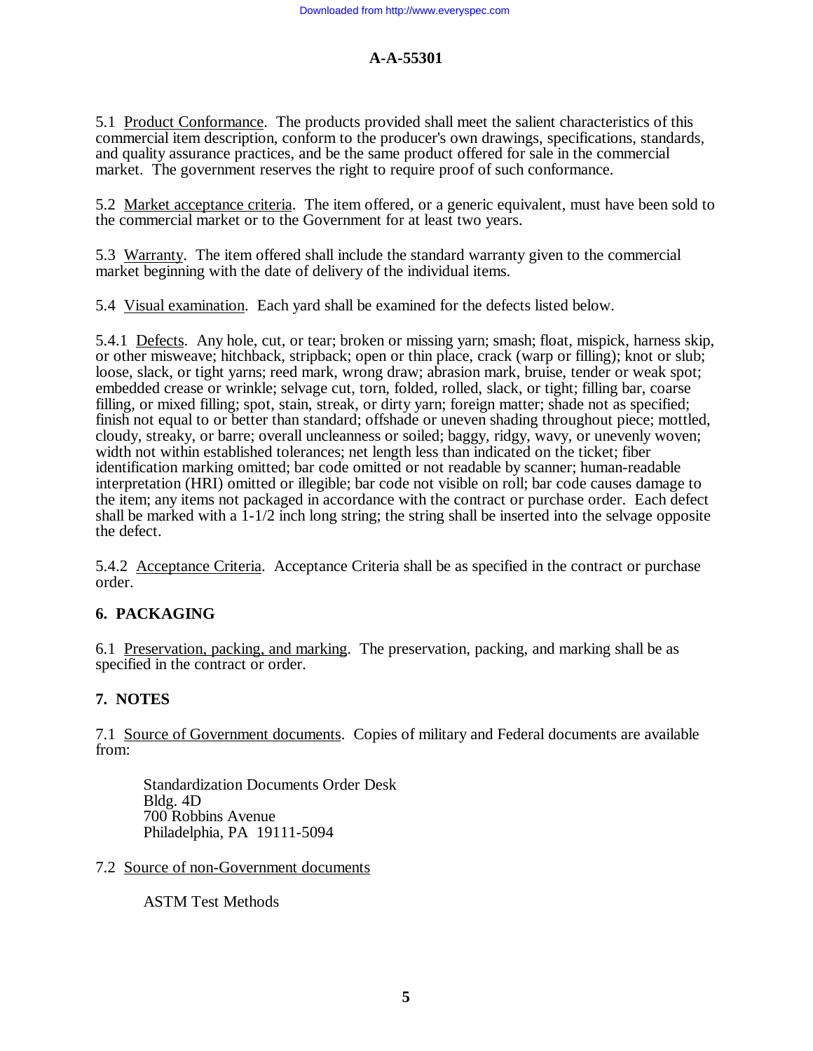5.1 Product Conformance. The products provided shall meet the salient characteristics of this commercial item description, conform to the producer's own drawings, specifications, standards, and quality assurance practices, and be the same product offered for sale in the commercial market. The government reserves the right to require proof of such conformance.

5.2 Market acceptance criteria. The item offered, or a generic equivalent, must have been sold to the commercial market or to the Government for at least two years.

5.3 Warranty. The item offered shall include the standard warranty given to the commercial market beginning with the date of delivery of the individual items.

5.4 Visual examination. Each yard shall be examined for the defects listed below.

5.4.1 Defects. Any hole, cut, or tear; broken or missing yarn; smash; float, mispick, harness skip, or other misweave; hitchback, stripback; open or thin place, crack (warp or filling); knot or slub; loose, slack, or tight yarns; reed mark, wrong draw; abrasion mark, bruise, tender or weak spot; embedded crease or wrinkle; selvage cut, torn, folded, rolled, slack, or tight; filling bar, coarse filling, or mixed filling; spot, stain, streak, or dirty yarn; foreign matter; shade not as specified; finish not equal to or better than standard; offshade or uneven shading throughout piece; mottled, cloudy, streaky, or barre; overall uncleanness or soiled; baggy, ridgy, wavy, or unevenly woven; width not within established tolerances; net length less than indicated on the ticket; fiber identification marking omitted; bar code omitted or not readable by scanner; human-readable interpretation (HRI) omitted or illegible; bar code not visible on roll; bar code causes damage to the item; any items not packaged in accordance with the contract or purchase order. Each defect shall be marked with a 1-1/2 inch long string; the string shall be inserted into the selvage opposite the defect.

5.4.2 Acceptance Criteria. Acceptance Criteria shall be as specified in the contract or purchase order.

## 6. PACKAGING

6.1 Preservation, packing, and marking. The preservation, packing, and marking shall be as specified in the contract or order.

## 7. NOTES

7.1 Source of Government documents. Copies of military and Federal documents are available from:

Standardization Documents Order Desk
Bldg. 4D
700 Robbins Avenue
Philadelphia, PA 19111-5094

7.2 Source of non-Government documents

ASTM Test Methods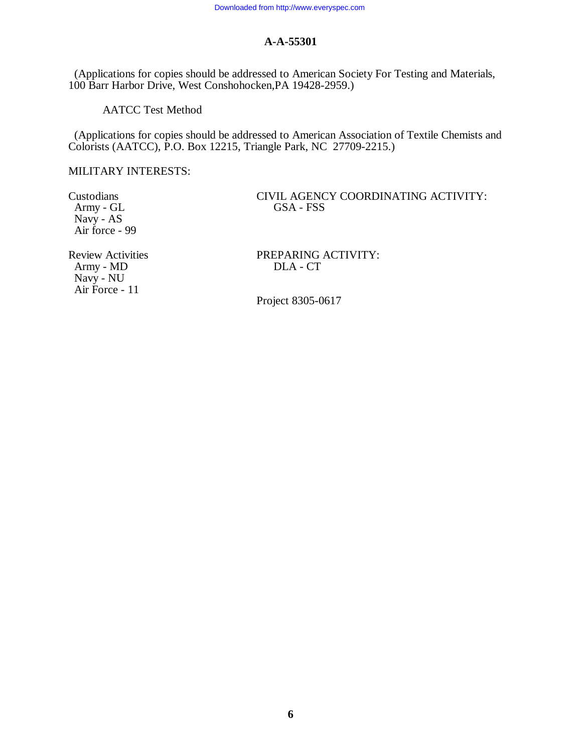(Applications for copies should be addressed to American Society For Testing and Materials, 100 Barr Harbor Drive, West Conshohocken,PA 19428-2959.)

AATCC Test Method

(Applications for copies should be addressed to American Association of Textile Chemists and Colorists (AATCC), P.O. Box 12215, Triangle Park, NC 27709-2215.)

MILITARY INTERESTS:

Custodians
Army - GL
Navy - AS
Air force - 99

Review Activities
Army - MD
Navy - NU
Air Force - 11

CIVIL AGENCY COORDINATING ACTIVITY:
GSA - FSS

PREPARING ACTIVITY:
DLA - CT

Project 8305-0617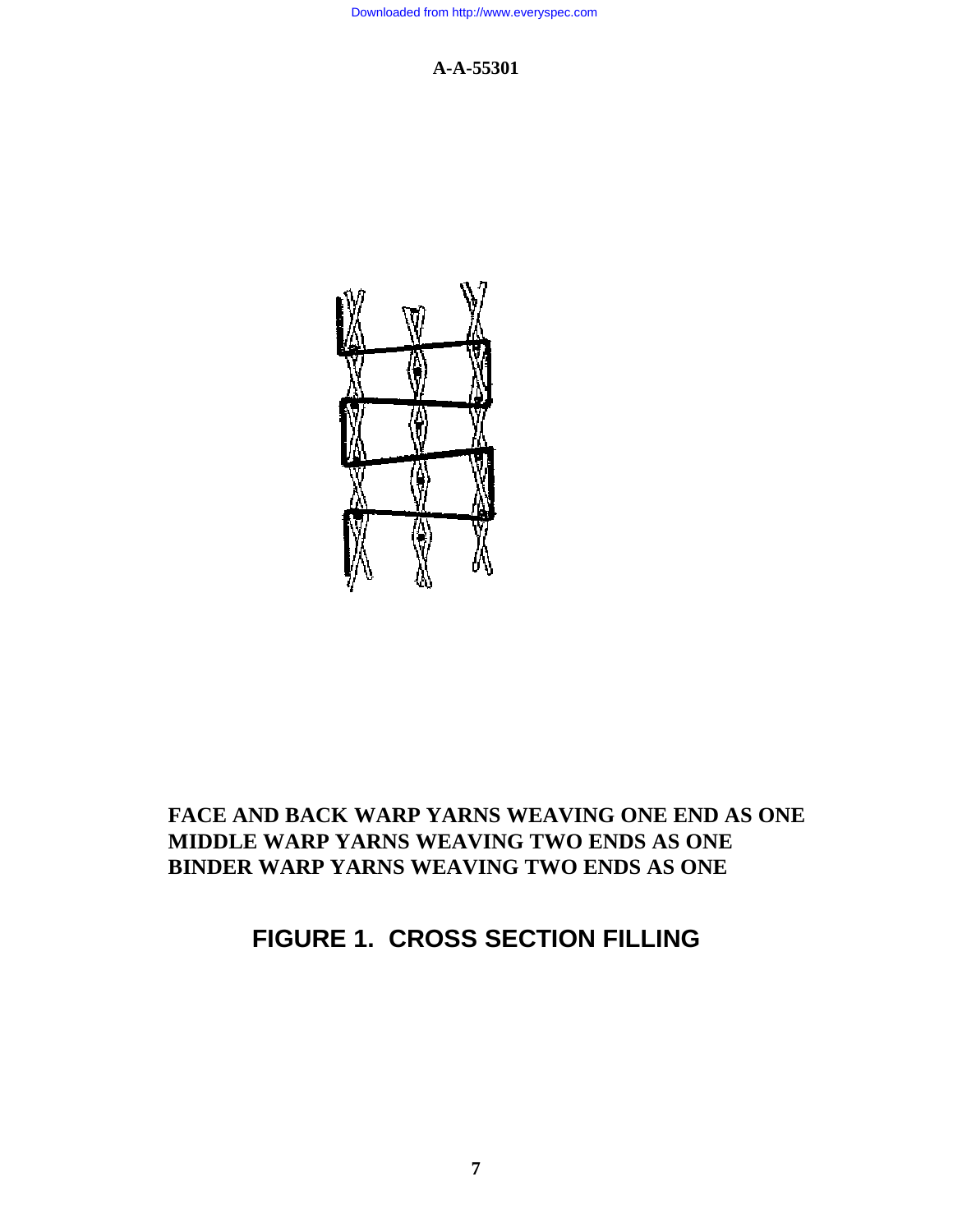FACE AND BACK WARP YARNS WEAVING ONE END AS ONE
MIDDLE WARP YARNS WEAVING TWO ENDS AS ONE
BINDER WARP YARNS WEAVING TWO ENDS AS ONE

**FIGURE 1. CROSS SECTION FILLING**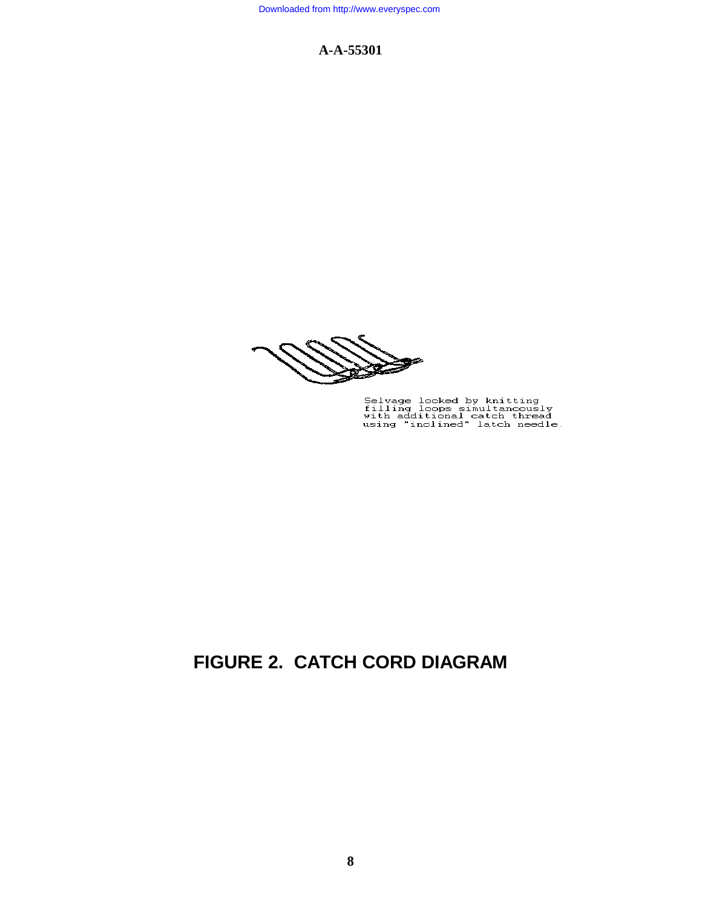Selvage locked by knitting filling loops simultaneously with additional catch thread using "inclined" latch needle.

**FIGURE 2. CATCH CORD DIAGRAM**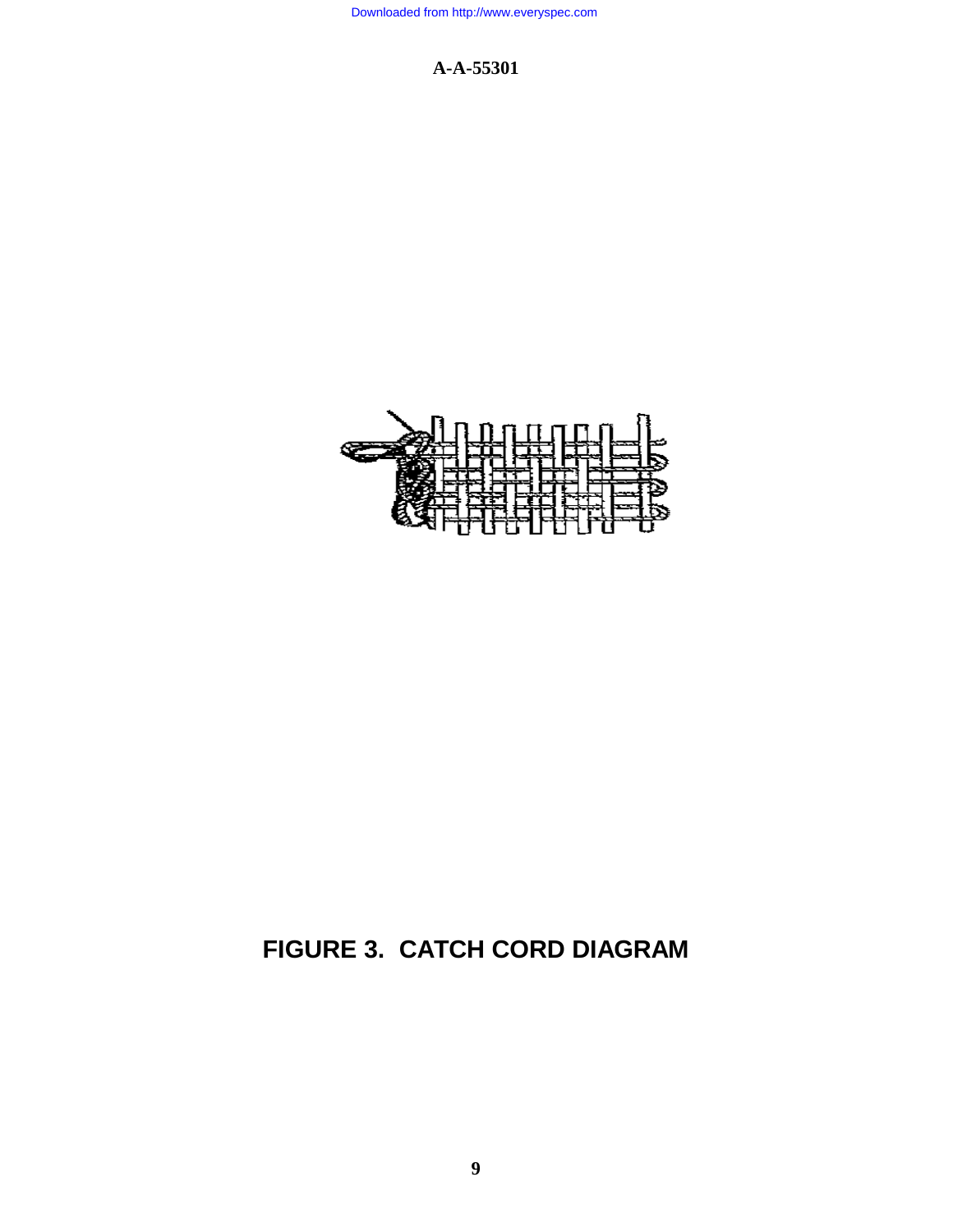FIGURE 3. CATCH CORD DIAGRAM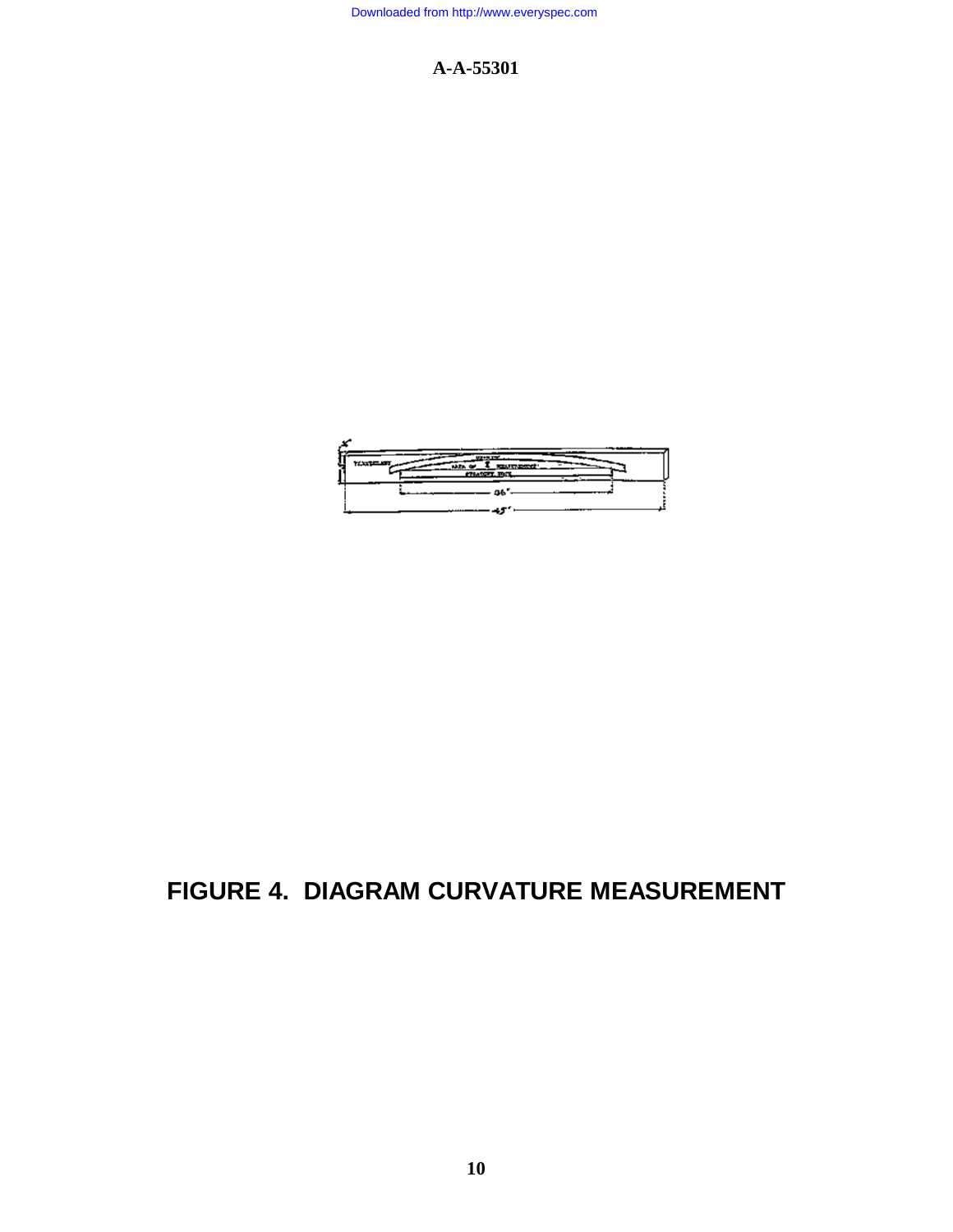FIGURE 4. DIAGRAM CURVATURE MEASUREMENT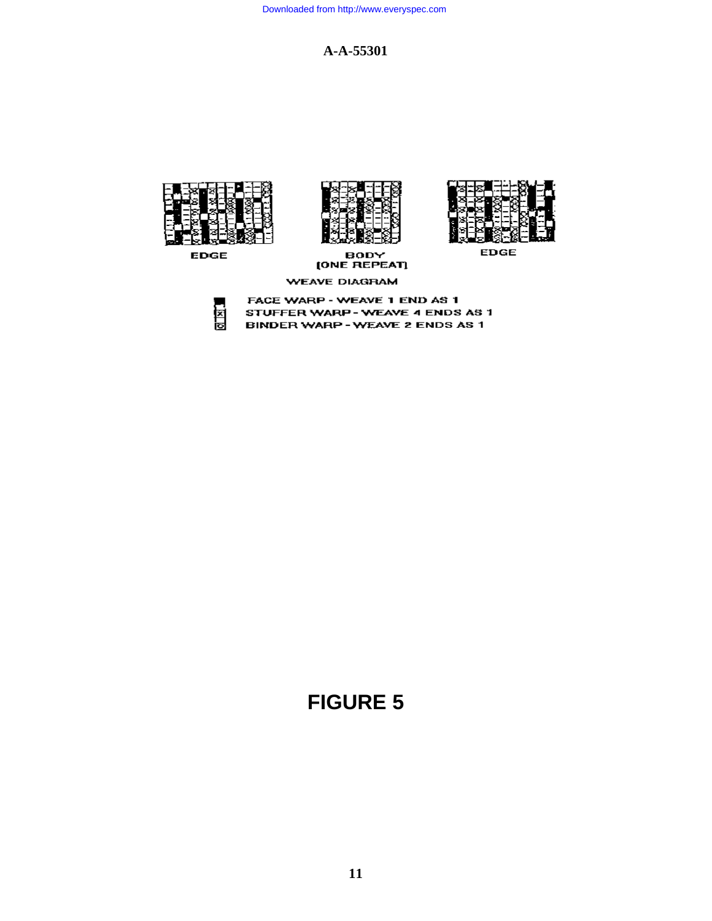EDGE

BODY
[ONE REPEAT]

EDGE

WEAVE DIAGRAM

FACE WARP - WEAVE 1 END AS 1
STUFFER WARP - WEAVE 4 ENDS AS 1
BINDER WARP - WEAVE 2 ENDS AS 1

# FIGURE 5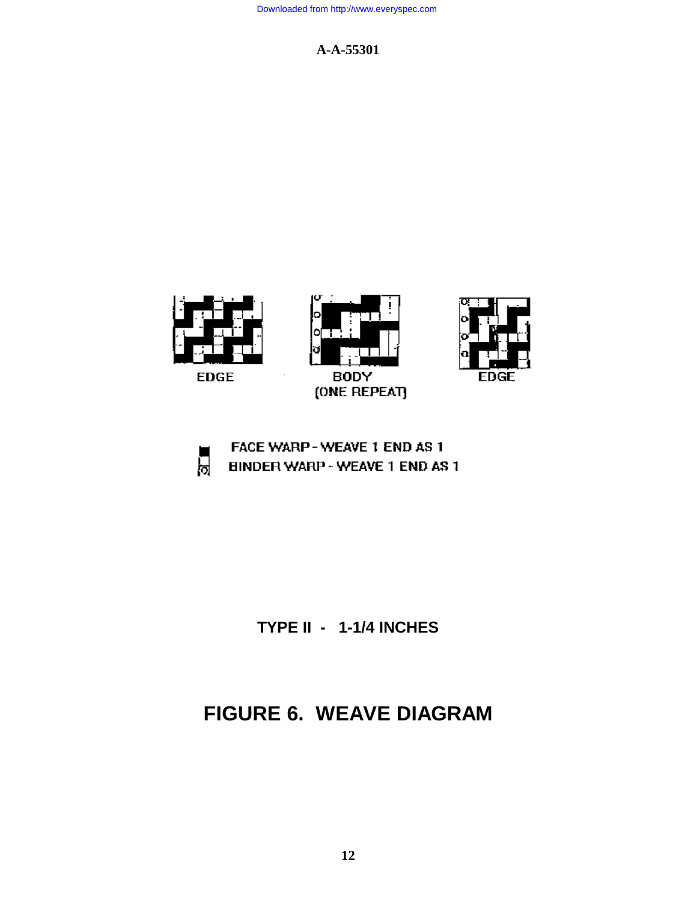EDGE

BODY (ONE REPEAT)

EDGE

FACE WARP - WEAVE 1 END AS 1

BINDER WARP - WEAVE 1 END AS 1

**TYPE II - 1-1/4 INCHES**

## FIGURE 6. WEAVE DIAGRAM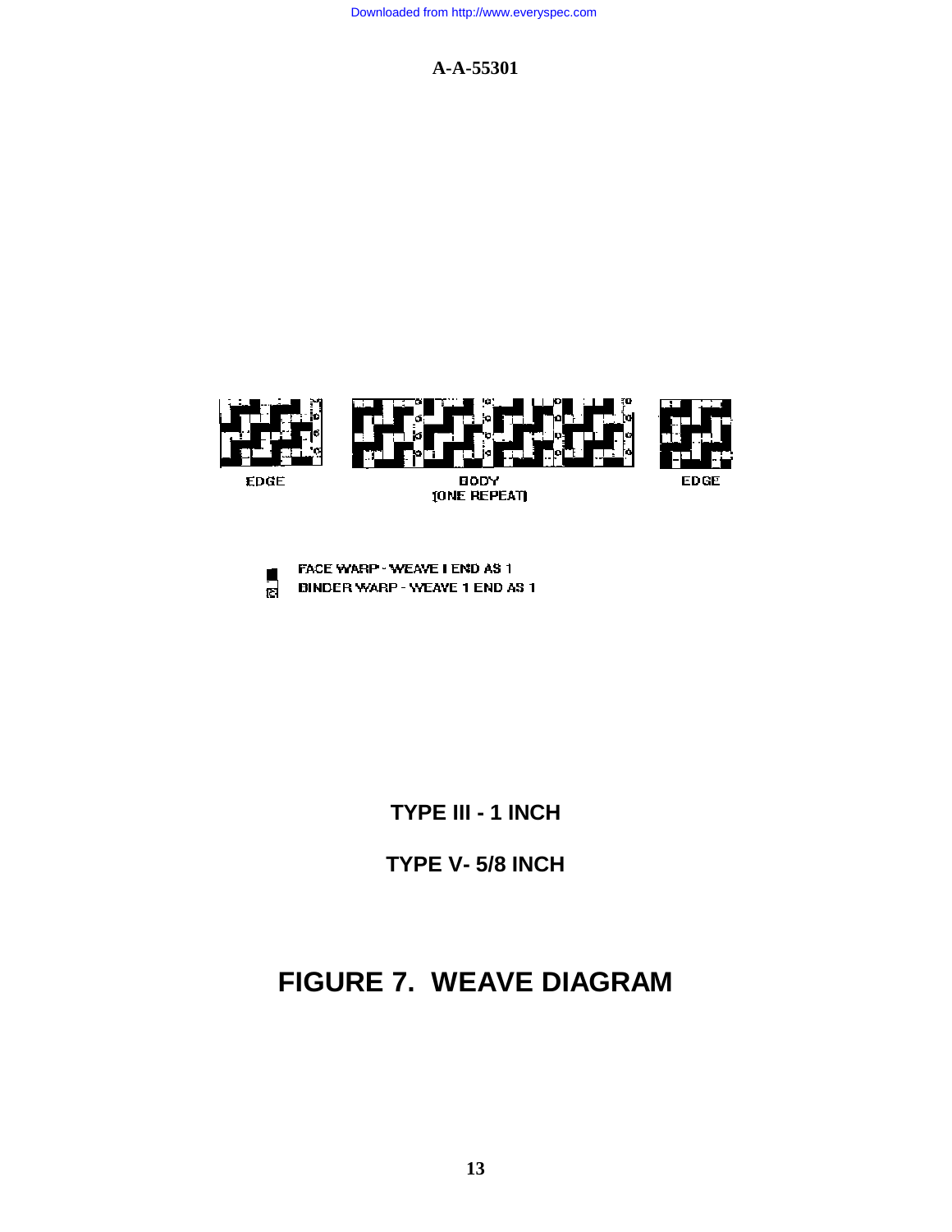EDGE

BODY
(ONE REPEAT)

EDGE

FACE WARP - WEAVE 1 END AS 1

BINDER WARP - WEAVE 1 END AS 1

**TYPE III - 1 INCH**

**TYPE V- 5/8 INCH**

# FIGURE 7. WEAVE DIAGRAM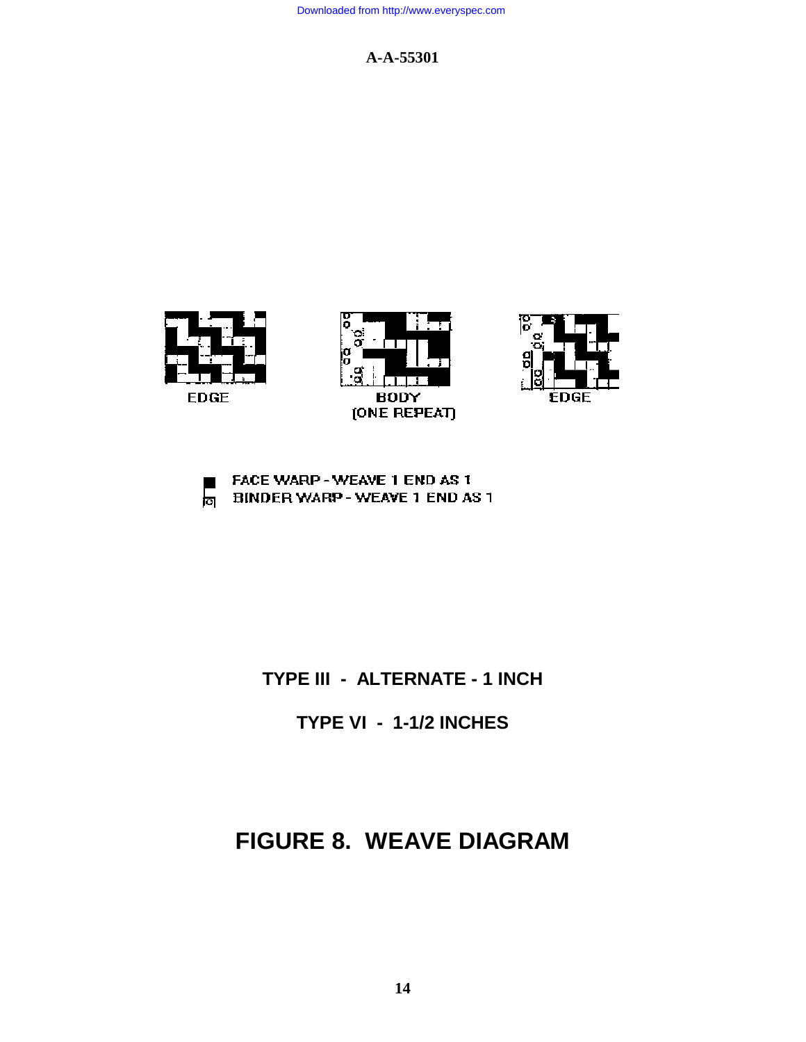EDGE

BODY
(ONE REPEAT)

EDGE

■ FACE WARP - WEAVE 1 END AS 1

BINDER WARP - WEAVE 1 END AS 1

**TYPE III - ALTERNATE - 1 INCH**

**TYPE VI - 1-1/2 INCHES**

# FIGURE 8. WEAVE DIAGRAM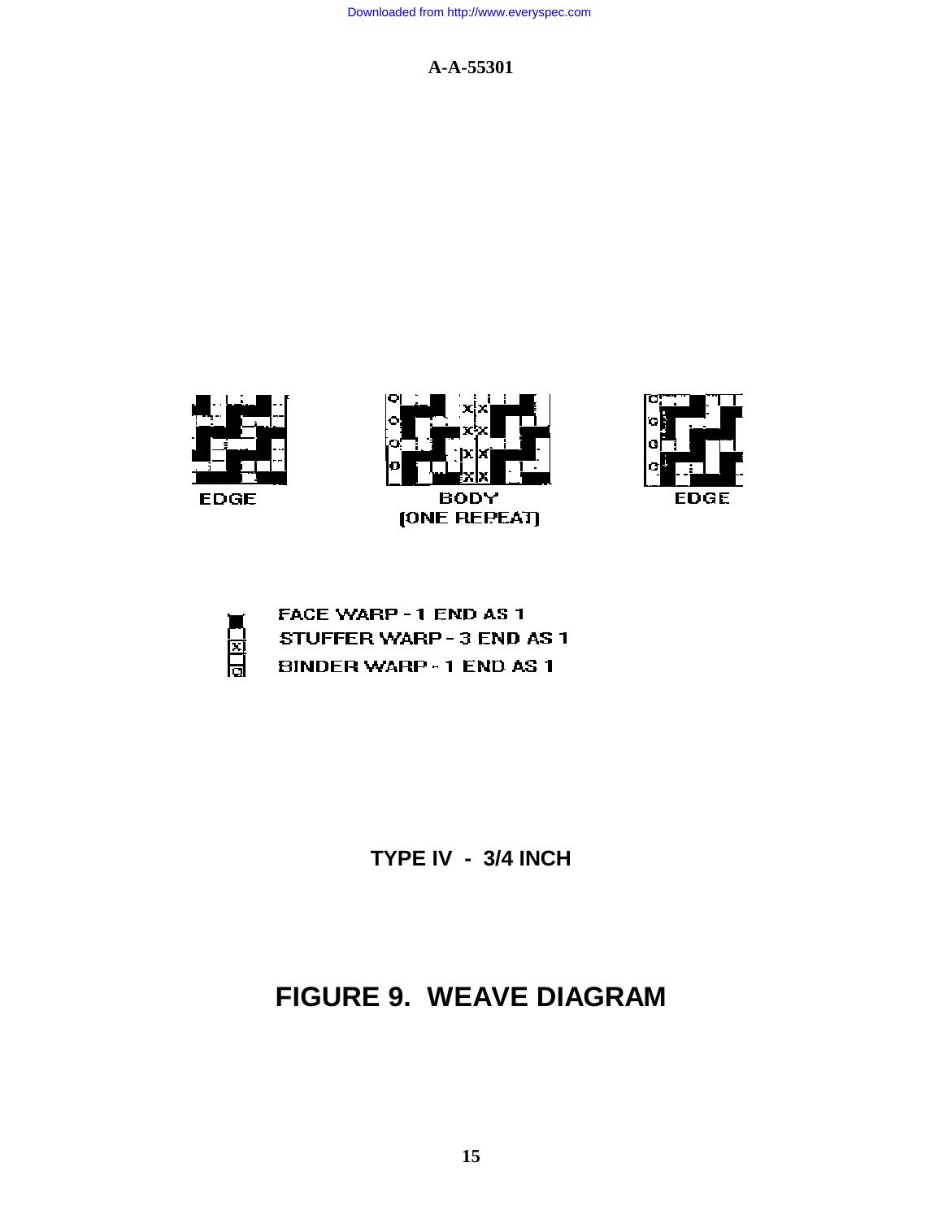EDGE

BODY
(ONE REPEAT)

EDGE

FACE WARP - 1 END AS 1

STUFFER WARP - 3 END AS 1

BINDER WARP - 1 END AS 1

TYPE IV - 3/4 INCH

FIGURE 9. WEAVE DIAGRAM